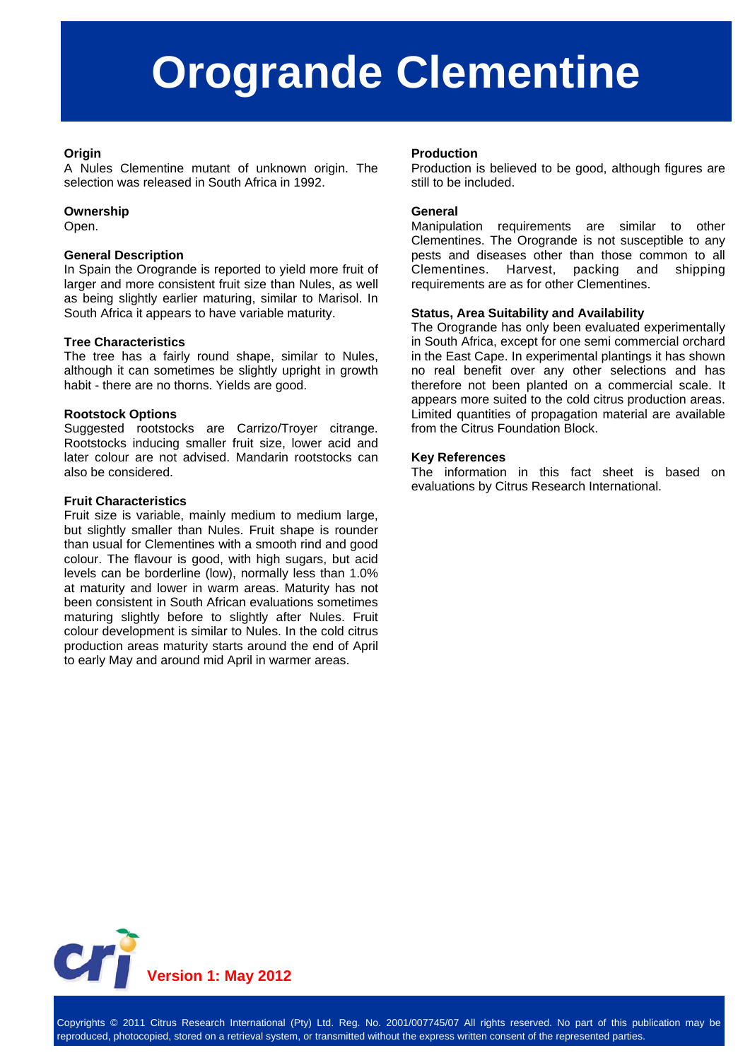# Orogrande Clementine

### Origin

A Nules Clementine mutant of unknown origin. The selection was released in South Africa in 1992.

### Ownership

Open.

### General Description

In Spain the Orogrande is reported to yield more fruit of larger and more consistent fruit size than Nules, as well as being slightly earlier maturing, similar to Marisol. In South Africa it appears to have variable maturity.

### Tree Characteristics

The tree has a fairly round shape, similar to Nules, although it can sometimes be slightly upright in growth habit - there are no thorns. Yields are good.

### Rootstock Options

Suggested rootstocks are Carrizo/Troyer citrange. Rootstocks inducing smaller fruit size, lower acid and later colour are not advised. Mandarin rootstocks can also be considered.

### Fruit Characteristics

Fruit size is variable, mainly medium to medium large, but slightly smaller than Nules. Fruit shape is rounder than usual for Clementines with a smooth rind and good colour. The flavour is good, with high sugars, but acid levels can be borderline (low), normally less than 1.0% at maturity and lower in warm areas. Maturity has not been consistent in South African evaluations sometimes maturing slightly before to slightly after Nules. Fruit colour development is similar to Nules. In the cold citrus production areas maturity starts around the end of April to early May and around mid April in warmer areas.

### Production

Production is believed to be good, although figures are still to be included.

### General

Manipulation requirements are similar to other Clementines. The Orogrande is not susceptible to any pests and diseases other than those common to all Clementines. Harvest, packing and shipping requirements are as for other Clementines.

### Status, Area Suitability and Availability

The Orogrande has only been evaluated experimentally in South Africa, except for one semi commercial orchard in the East Cape. In experimental plantings it has shown no real benefit over any other selections and has therefore not been planted on a commercial scale. It appears more suited to the cold citrus production areas. Limited quantities of propagation material are available from the Citrus Foundation Block.

### Key References

The information in this fact sheet is based on evaluations by Citrus Research International.

**Version 1: May 2012**

Copyrights © 2011 Citrus Research International (Pty) Ltd. Reg. No. 2001/007745/07 All rights reserved. No part of this publication may be reproduced, photocopied, stored on a retrieval system, or transmitted without the express written consent of the represented parties.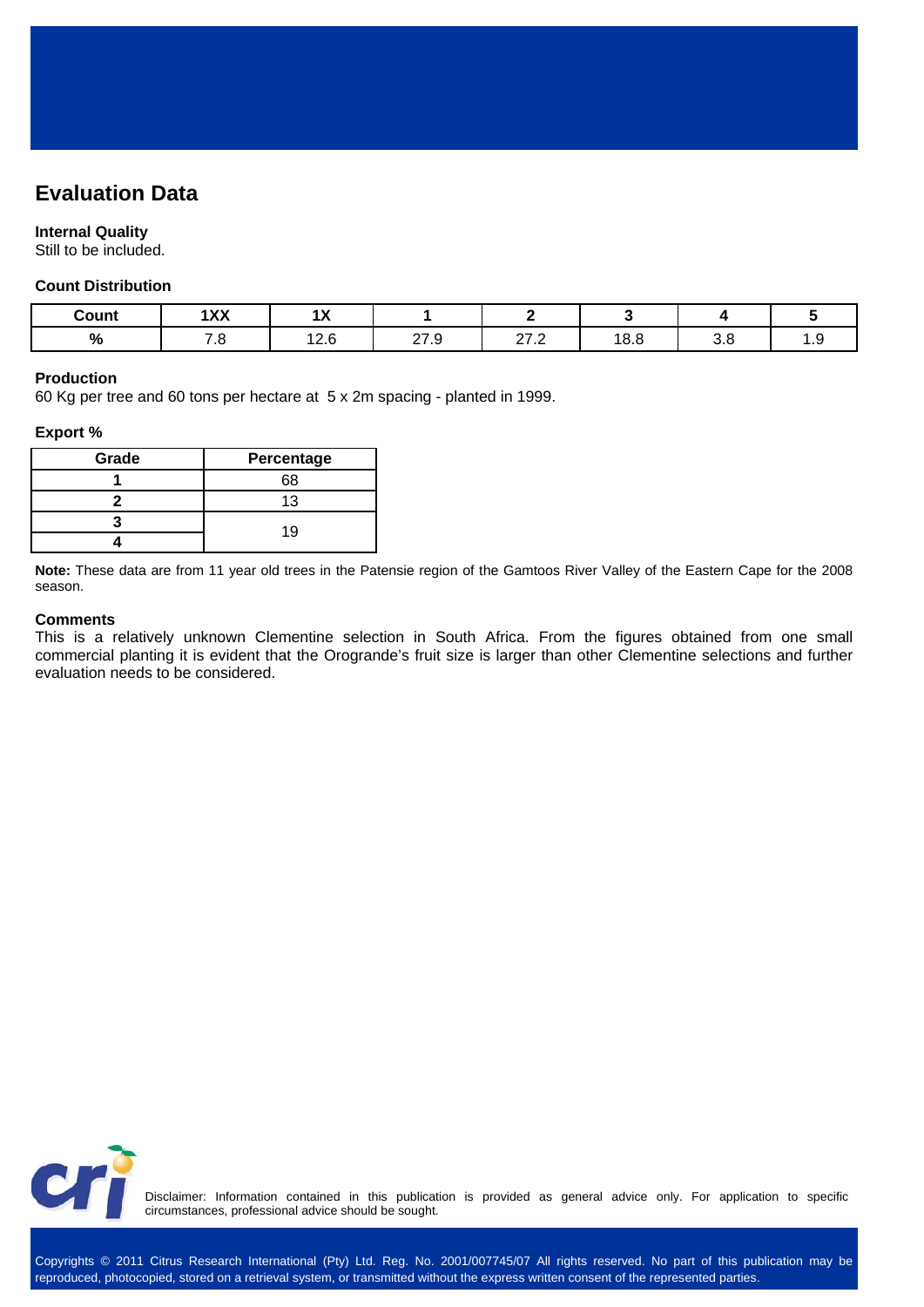## Evaluation Data

**Internal Quality**
Still to be included.

**Count Distribution**

| Count | 1XX | 1X | 1 | 2 | 3 | 4 | 5 |
|---|---|---|---|---|---|---|---|
| % | 7.8 | 12.6 | 27.9 | 27.2 | 18.8 | 3.8 | 1.9 |

**Production**
60 Kg per tree and 60 tons per hectare at 5 x 2m spacing - planted in 1999.

**Export %**

| Grade | Percentage |
|---|---|
| 1 | 68 |
| 2 | 13 |
| 3 | 19 |
| 4 | |

**Note:** These data are from 11 year old trees in the Patensie region of the Gamtoos River Valley of the Eastern Cape for the 2008 season.

**Comments**
This is a relatively unknown Clementine selection in South Africa. From the figures obtained from one small commercial planting it is evident that the Orogrande's fruit size is larger than other Clementine selections and further evaluation needs to be considered.

Disclaimer: Information contained in this publication is provided as general advice only. For application to specific circumstances, professional advice should be sought.

Copyrights © 2011 Citrus Research International (Pty) Ltd. Reg. No. 2001/007745/07 All rights reserved. No part of this publication may be reproduced, photocopied, stored on a retrieval system, or transmitted without the express written consent of the represented parties.